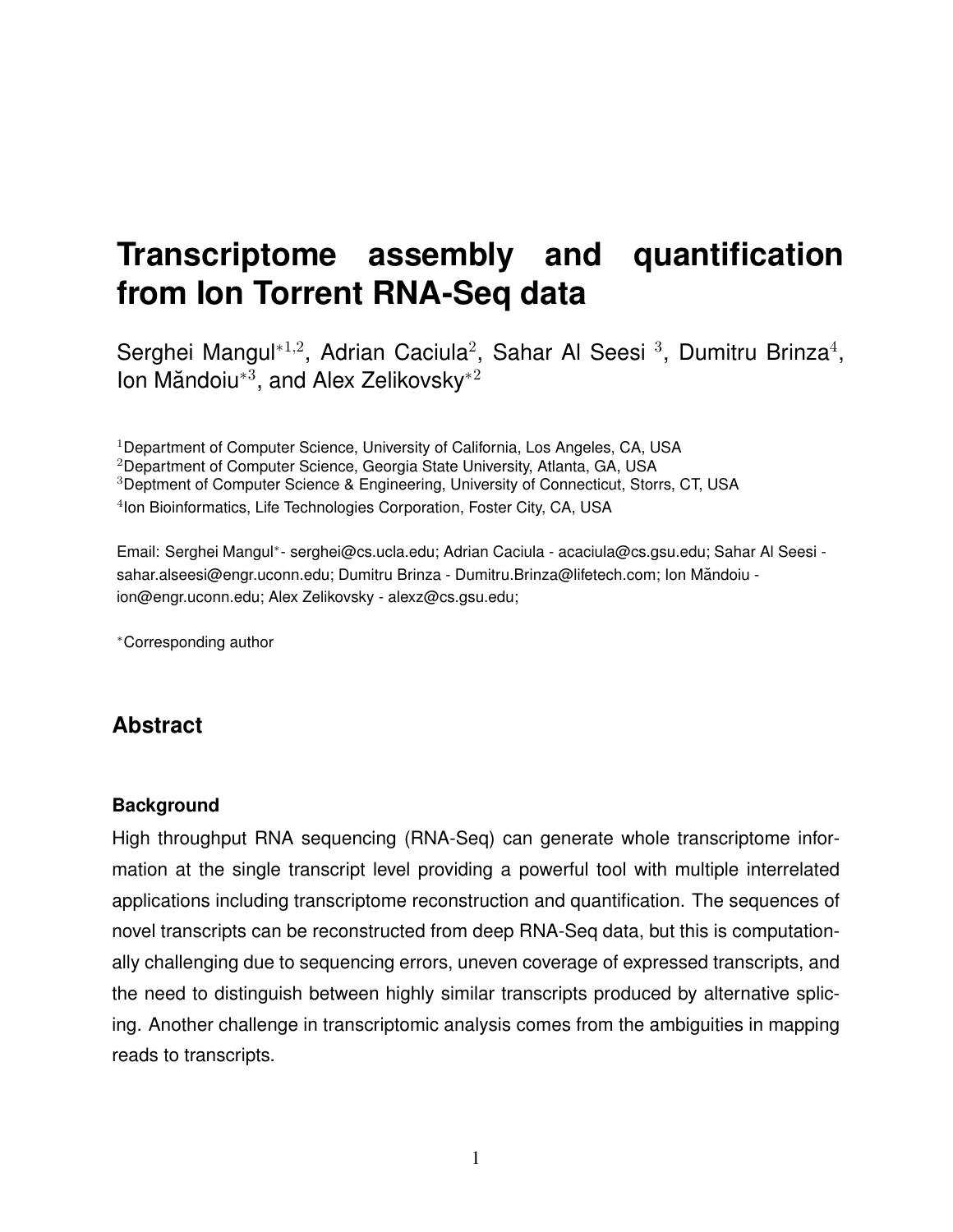# Transcriptome assembly and quantification from Ion Torrent RNA-Seq data

Serghei Mangul*[1,2], Adrian Caciula[2], Sahar Al Seesi [3], Dumitru Brinza[4], Ion Măndoiu*[3], and Alex Zelikovsky*[2]

[1]Department of Computer Science, University of California, Los Angeles, CA, USA
[2]Department of Computer Science, Georgia State University, Atlanta, GA, USA
[3]Deptment of Computer Science & Engineering, University of Connecticut, Storrs, CT, USA
[4]Ion Bioinformatics, Life Technologies Corporation, Foster City, CA, USA

Email: Serghei Mangul*- serghei@cs.ucla.edu; Adrian Caciula - acaciula@cs.gsu.edu; Sahar Al Seesi - sahar.alseesi@engr.uconn.edu; Dumitru Brinza - Dumitru.Brinza@lifetech.com; Ion Măndoiu - ion@engr.uconn.edu; Alex Zelikovsky - alexz@cs.gsu.edu;

*Corresponding author

## Abstract

### Background

High throughput RNA sequencing (RNA-Seq) can generate whole transcriptome information at the single transcript level providing a powerful tool with multiple interrelated applications including transcriptome reconstruction and quantification. The sequences of novel transcripts can be reconstructed from deep RNA-Seq data, but this is computationally challenging due to sequencing errors, uneven coverage of expressed transcripts, and the need to distinguish between highly similar transcripts produced by alternative splicing. Another challenge in transcriptomic analysis comes from the ambiguities in mapping reads to transcripts.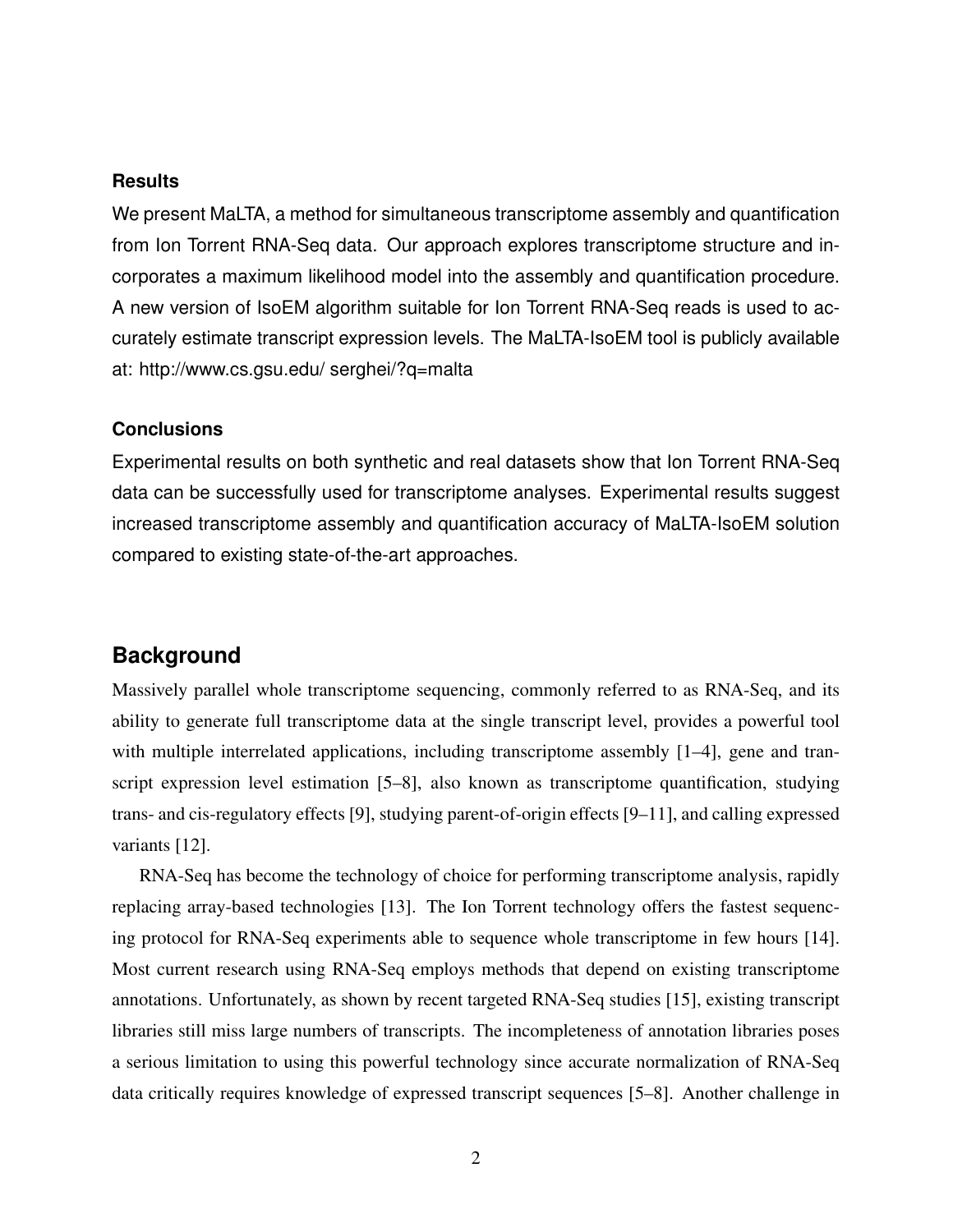### Results

We present MaLTA, a method for simultaneous transcriptome assembly and quantification from Ion Torrent RNA-Seq data. Our approach explores transcriptome structure and incorporates a maximum likelihood model into the assembly and quantification procedure. A new version of IsoEM algorithm suitable for Ion Torrent RNA-Seq reads is used to accurately estimate transcript expression levels. The MaLTA-IsoEM tool is publicly available at: http://www.cs.gsu.edu/ serghei/?q=malta

### Conclusions

Experimental results on both synthetic and real datasets show that Ion Torrent RNA-Seq data can be successfully used for transcriptome analyses. Experimental results suggest increased transcriptome assembly and quantification accuracy of MaLTA-IsoEM solution compared to existing state-of-the-art approaches.

## Background

Massively parallel whole transcriptome sequencing, commonly referred to as RNA-Seq, and its ability to generate full transcriptome data at the single transcript level, provides a powerful tool with multiple interrelated applications, including transcriptome assembly [1–4], gene and transcript expression level estimation [5–8], also known as transcriptome quantification, studying trans- and cis-regulatory effects [9], studying parent-of-origin effects [9–11], and calling expressed variants [12].

RNA-Seq has become the technology of choice for performing transcriptome analysis, rapidly replacing array-based technologies [13]. The Ion Torrent technology offers the fastest sequencing protocol for RNA-Seq experiments able to sequence whole transcriptome in few hours [14]. Most current research using RNA-Seq employs methods that depend on existing transcriptome annotations. Unfortunately, as shown by recent targeted RNA-Seq studies [15], existing transcript libraries still miss large numbers of transcripts. The incompleteness of annotation libraries poses a serious limitation to using this powerful technology since accurate normalization of RNA-Seq data critically requires knowledge of expressed transcript sequences [5–8]. Another challenge in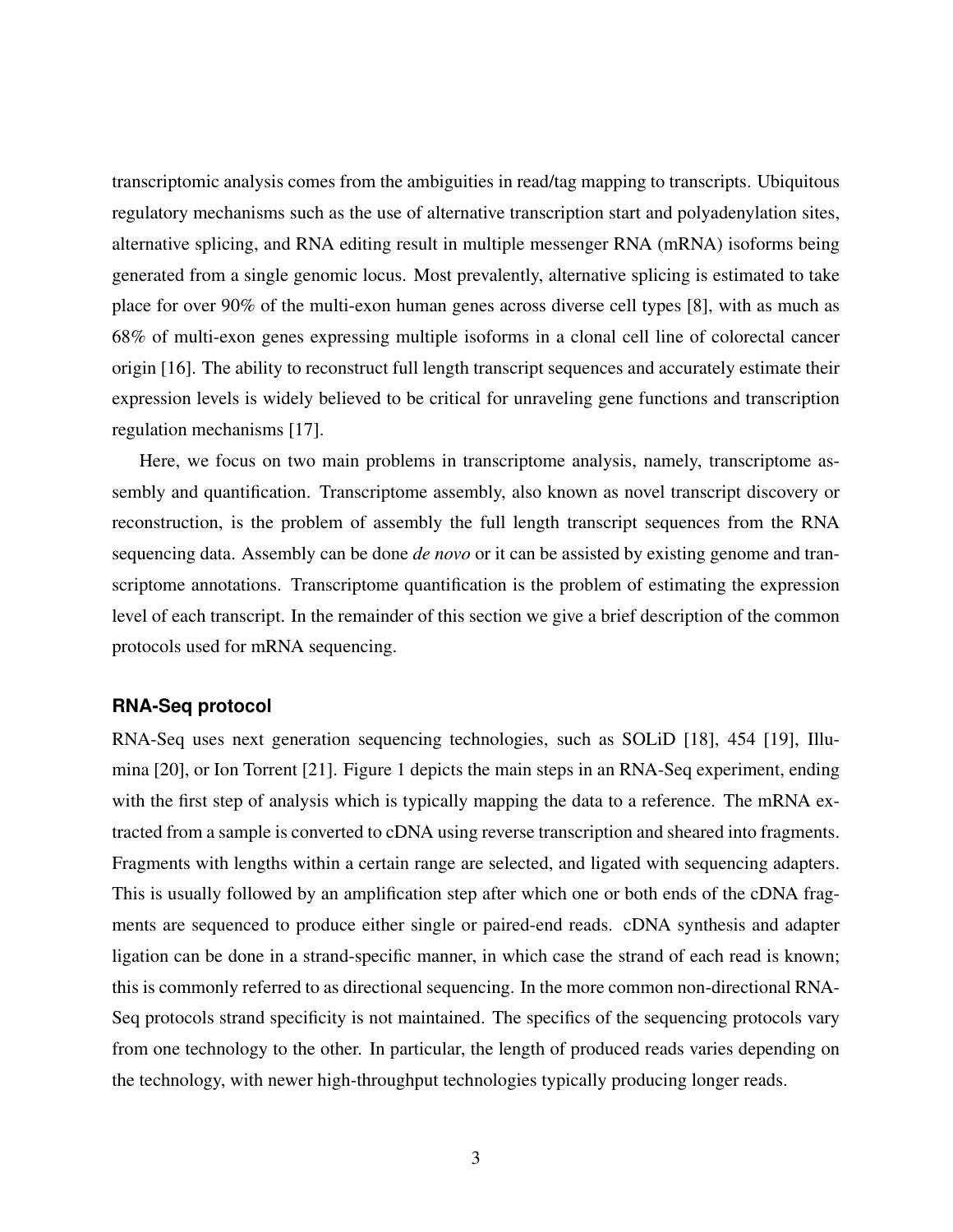transcriptomic analysis comes from the ambiguities in read/tag mapping to transcripts. Ubiquitous regulatory mechanisms such as the use of alternative transcription start and polyadenylation sites, alternative splicing, and RNA editing result in multiple messenger RNA (mRNA) isoforms being generated from a single genomic locus. Most prevalently, alternative splicing is estimated to take place for over 90% of the multi-exon human genes across diverse cell types [8], with as much as 68% of multi-exon genes expressing multiple isoforms in a clonal cell line of colorectal cancer origin [16]. The ability to reconstruct full length transcript sequences and accurately estimate their expression levels is widely believed to be critical for unraveling gene functions and transcription regulation mechanisms [17].

Here, we focus on two main problems in transcriptome analysis, namely, transcriptome assembly and quantification. Transcriptome assembly, also known as novel transcript discovery or reconstruction, is the problem of assembly the full length transcript sequences from the RNA sequencing data. Assembly can be done *de novo* or it can be assisted by existing genome and transcriptome annotations. Transcriptome quantification is the problem of estimating the expression level of each transcript. In the remainder of this section we give a brief description of the common protocols used for mRNA sequencing.

### RNA-Seq protocol

RNA-Seq uses next generation sequencing technologies, such as SOLiD [18], 454 [19], Illumina [20], or Ion Torrent [21]. Figure 1 depicts the main steps in an RNA-Seq experiment, ending with the first step of analysis which is typically mapping the data to a reference. The mRNA extracted from a sample is converted to cDNA using reverse transcription and sheared into fragments. Fragments with lengths within a certain range are selected, and ligated with sequencing adapters. This is usually followed by an amplification step after which one or both ends of the cDNA fragments are sequenced to produce either single or paired-end reads. cDNA synthesis and adapter ligation can be done in a strand-specific manner, in which case the strand of each read is known; this is commonly referred to as directional sequencing. In the more common non-directional RNA-Seq protocols strand specificity is not maintained. The specifics of the sequencing protocols vary from one technology to the other. In particular, the length of produced reads varies depending on the technology, with newer high-throughput technologies typically producing longer reads.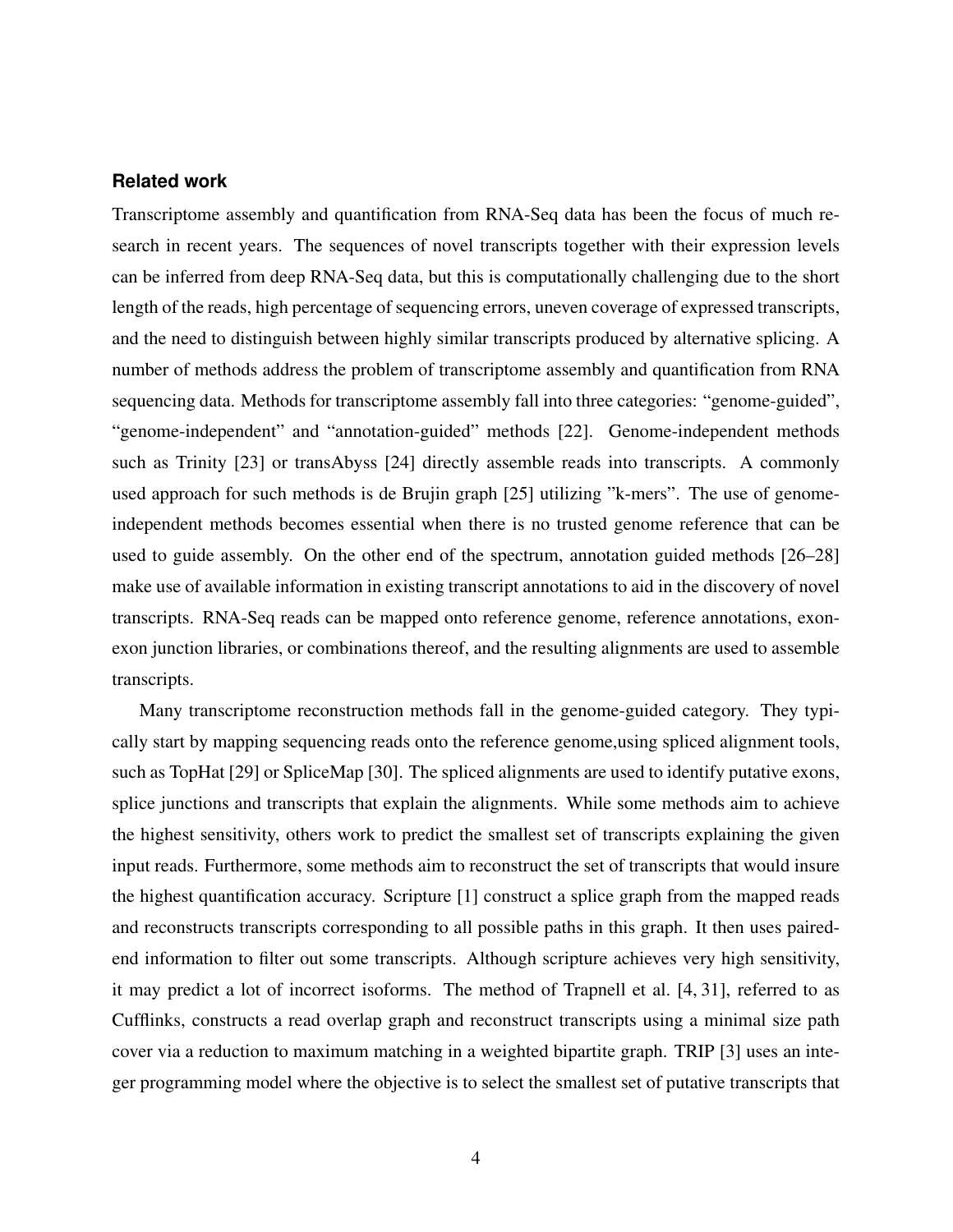## Related work

Transcriptome assembly and quantification from RNA-Seq data has been the focus of much research in recent years. The sequences of novel transcripts together with their expression levels can be inferred from deep RNA-Seq data, but this is computationally challenging due to the short length of the reads, high percentage of sequencing errors, uneven coverage of expressed transcripts, and the need to distinguish between highly similar transcripts produced by alternative splicing. A number of methods address the problem of transcriptome assembly and quantification from RNA sequencing data. Methods for transcriptome assembly fall into three categories: "genome-guided", "genome-independent" and "annotation-guided" methods [22]. Genome-independent methods such as Trinity [23] or transAbyss [24] directly assemble reads into transcripts. A commonly used approach for such methods is de Brujin graph [25] utilizing "k-mers". The use of genome-independent methods becomes essential when there is no trusted genome reference that can be used to guide assembly. On the other end of the spectrum, annotation guided methods [26–28] make use of available information in existing transcript annotations to aid in the discovery of novel transcripts. RNA-Seq reads can be mapped onto reference genome, reference annotations, exon-exon junction libraries, or combinations thereof, and the resulting alignments are used to assemble transcripts.

Many transcriptome reconstruction methods fall in the genome-guided category. They typically start by mapping sequencing reads onto the reference genome,using spliced alignment tools, such as TopHat [29] or SpliceMap [30]. The spliced alignments are used to identify putative exons, splice junctions and transcripts that explain the alignments. While some methods aim to achieve the highest sensitivity, others work to predict the smallest set of transcripts explaining the given input reads. Furthermore, some methods aim to reconstruct the set of transcripts that would insure the highest quantification accuracy. Scripture [1] construct a splice graph from the mapped reads and reconstructs transcripts corresponding to all possible paths in this graph. It then uses paired-end information to filter out some transcripts. Although scripture achieves very high sensitivity, it may predict a lot of incorrect isoforms. The method of Trapnell et al. [4, 31], referred to as Cufflinks, constructs a read overlap graph and reconstruct transcripts using a minimal size path cover via a reduction to maximum matching in a weighted bipartite graph. TRIP [3] uses an integer programming model where the objective is to select the smallest set of putative transcripts that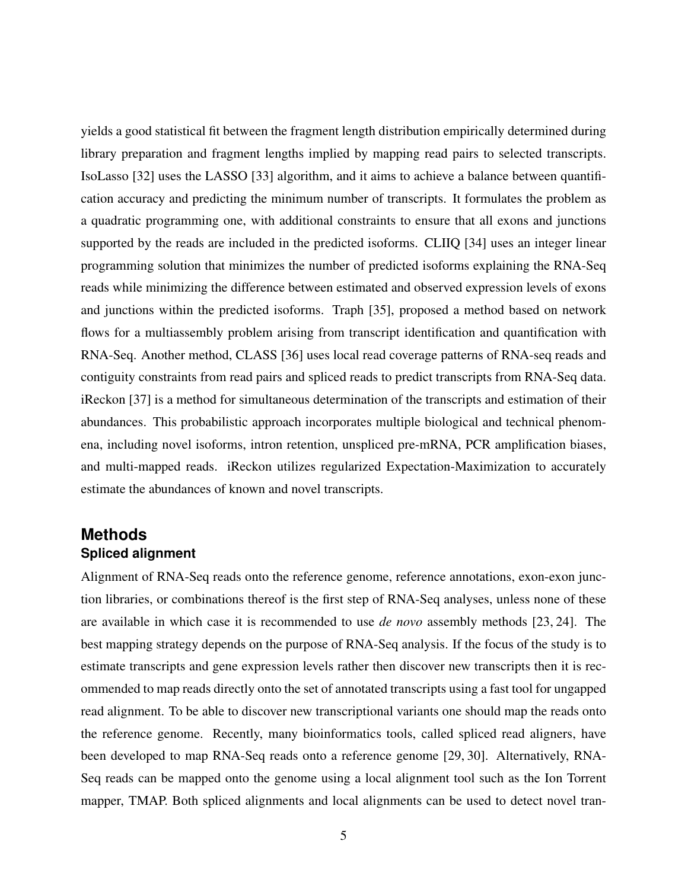yields a good statistical fit between the fragment length distribution empirically determined during library preparation and fragment lengths implied by mapping read pairs to selected transcripts. IsoLasso [32] uses the LASSO [33] algorithm, and it aims to achieve a balance between quantification accuracy and predicting the minimum number of transcripts. It formulates the problem as a quadratic programming one, with additional constraints to ensure that all exons and junctions supported by the reads are included in the predicted isoforms. CLIIQ [34] uses an integer linear programming solution that minimizes the number of predicted isoforms explaining the RNA-Seq reads while minimizing the difference between estimated and observed expression levels of exons and junctions within the predicted isoforms. Traph [35], proposed a method based on network flows for a multiassembly problem arising from transcript identification and quantification with RNA-Seq. Another method, CLASS [36] uses local read coverage patterns of RNA-seq reads and contiguity constraints from read pairs and spliced reads to predict transcripts from RNA-Seq data. iReckon [37] is a method for simultaneous determination of the transcripts and estimation of their abundances. This probabilistic approach incorporates multiple biological and technical phenomena, including novel isoforms, intron retention, unspliced pre-mRNA, PCR amplification biases, and multi-mapped reads. iReckon utilizes regularized Expectation-Maximization to accurately estimate the abundances of known and novel transcripts.

## Methods

### Spliced alignment

Alignment of RNA-Seq reads onto the reference genome, reference annotations, exon-exon junction libraries, or combinations thereof is the first step of RNA-Seq analyses, unless none of these are available in which case it is recommended to use *de novo* assembly methods [23, 24]. The best mapping strategy depends on the purpose of RNA-Seq analysis. If the focus of the study is to estimate transcripts and gene expression levels rather then discover new transcripts then it is recommended to map reads directly onto the set of annotated transcripts using a fast tool for ungapped read alignment. To be able to discover new transcriptional variants one should map the reads onto the reference genome. Recently, many bioinformatics tools, called spliced read aligners, have been developed to map RNA-Seq reads onto a reference genome [29, 30]. Alternatively, RNA-Seq reads can be mapped onto the genome using a local alignment tool such as the Ion Torrent mapper, TMAP. Both spliced alignments and local alignments can be used to detect novel tran-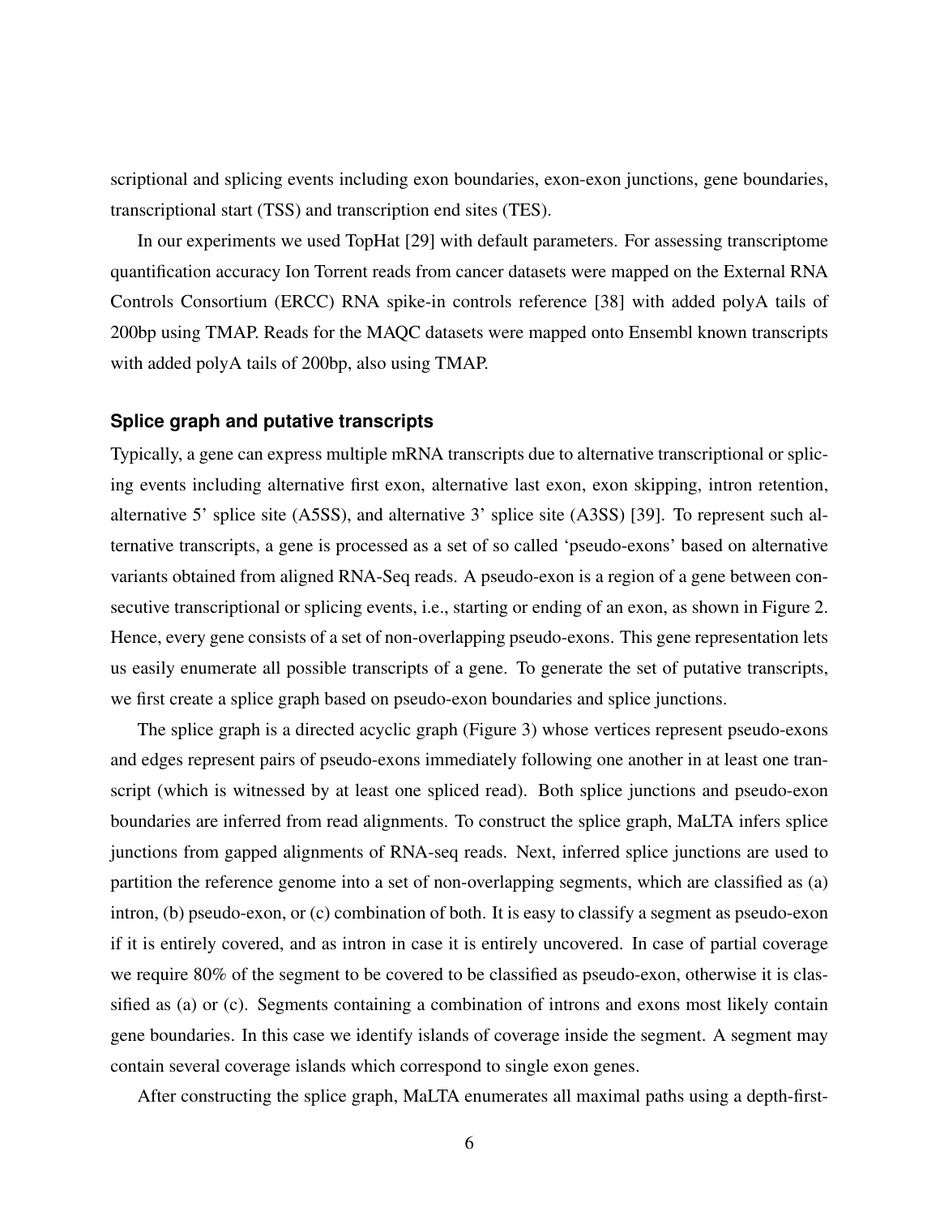scriptional and splicing events including exon boundaries, exon-exon junctions, gene boundaries, transcriptional start (TSS) and transcription end sites (TES).

In our experiments we used TopHat [29] with default parameters. For assessing transcriptome quantification accuracy Ion Torrent reads from cancer datasets were mapped on the External RNA Controls Consortium (ERCC) RNA spike-in controls reference [38] with added polyA tails of 200bp using TMAP. Reads for the MAQC datasets were mapped onto Ensembl known transcripts with added polyA tails of 200bp, also using TMAP.

### Splice graph and putative transcripts

Typically, a gene can express multiple mRNA transcripts due to alternative transcriptional or splicing events including alternative first exon, alternative last exon, exon skipping, intron retention, alternative 5' splice site (A5SS), and alternative 3' splice site (A3SS) [39]. To represent such alternative transcripts, a gene is processed as a set of so called 'pseudo-exons' based on alternative variants obtained from aligned RNA-Seq reads. A pseudo-exon is a region of a gene between consecutive transcriptional or splicing events, i.e., starting or ending of an exon, as shown in Figure 2. Hence, every gene consists of a set of non-overlapping pseudo-exons. This gene representation lets us easily enumerate all possible transcripts of a gene. To generate the set of putative transcripts, we first create a splice graph based on pseudo-exon boundaries and splice junctions.

The splice graph is a directed acyclic graph (Figure 3) whose vertices represent pseudo-exons and edges represent pairs of pseudo-exons immediately following one another in at least one transcript (which is witnessed by at least one spliced read). Both splice junctions and pseudo-exon boundaries are inferred from read alignments. To construct the splice graph, MaLTA infers splice junctions from gapped alignments of RNA-seq reads. Next, inferred splice junctions are used to partition the reference genome into a set of non-overlapping segments, which are classified as (a) intron, (b) pseudo-exon, or (c) combination of both. It is easy to classify a segment as pseudo-exon if it is entirely covered, and as intron in case it is entirely uncovered. In case of partial coverage we require 80% of the segment to be covered to be classified as pseudo-exon, otherwise it is classified as (a) or (c). Segments containing a combination of introns and exons most likely contain gene boundaries. In this case we identify islands of coverage inside the segment. A segment may contain several coverage islands which correspond to single exon genes.

After constructing the splice graph, MaLTA enumerates all maximal paths using a depth-first-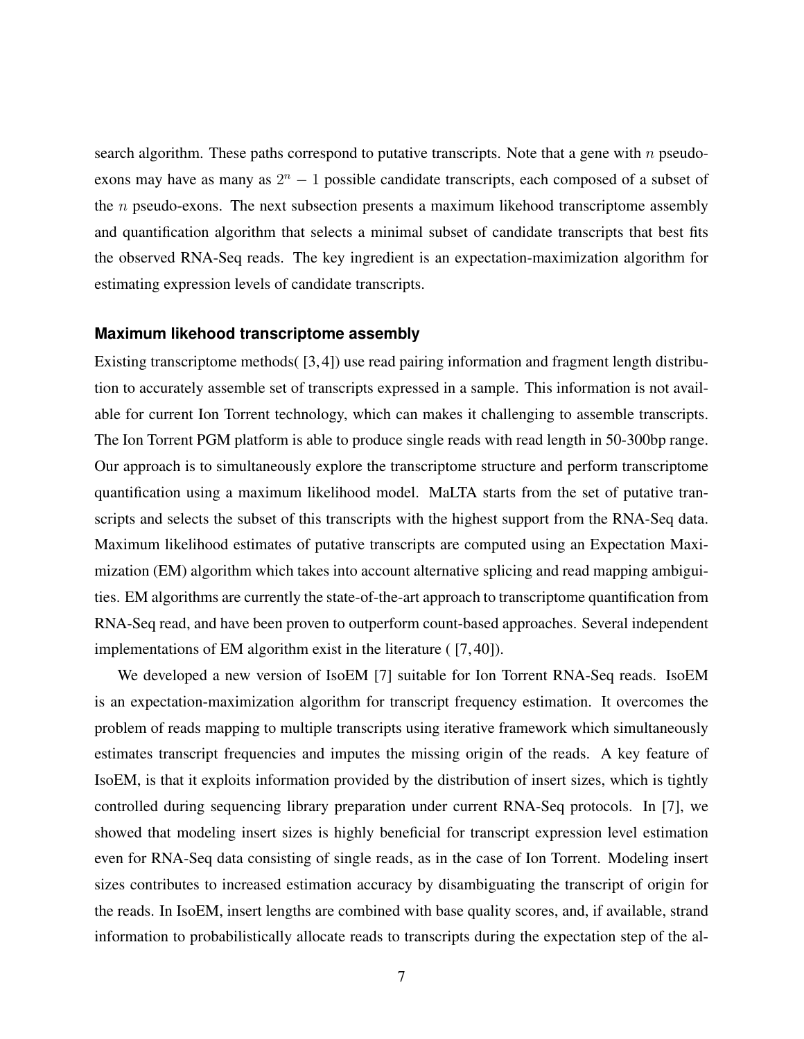search algorithm. These paths correspond to putative transcripts. Note that a gene with $n$ pseudo-exons may have as many as $2^n - 1$ possible candidate transcripts, each composed of a subset of the $n$ pseudo-exons. The next subsection presents a maximum likehood transcriptome assembly and quantification algorithm that selects a minimal subset of candidate transcripts that best fits the observed RNA-Seq reads. The key ingredient is an expectation-maximization algorithm for estimating expression levels of candidate transcripts.

### Maximum likehood transcriptome assembly

Existing transcriptome methods( [3,4]) use read pairing information and fragment length distribution to accurately assemble set of transcripts expressed in a sample. This information is not available for current Ion Torrent technology, which can makes it challenging to assemble transcripts. The Ion Torrent PGM platform is able to produce single reads with read length in 50-300bp range. Our approach is to simultaneously explore the transcriptome structure and perform transcriptome quantification using a maximum likelihood model. MaLTA starts from the set of putative transcripts and selects the subset of this transcripts with the highest support from the RNA-Seq data. Maximum likelihood estimates of putative transcripts are computed using an Expectation Maximization (EM) algorithm which takes into account alternative splicing and read mapping ambiguities. EM algorithms are currently the state-of-the-art approach to transcriptome quantification from RNA-Seq read, and have been proven to outperform count-based approaches. Several independent implementations of EM algorithm exist in the literature ( [7,40]).

We developed a new version of IsoEM [7] suitable for Ion Torrent RNA-Seq reads. IsoEM is an expectation-maximization algorithm for transcript frequency estimation. It overcomes the problem of reads mapping to multiple transcripts using iterative framework which simultaneously estimates transcript frequencies and imputes the missing origin of the reads. A key feature of IsoEM, is that it exploits information provided by the distribution of insert sizes, which is tightly controlled during sequencing library preparation under current RNA-Seq protocols. In [7], we showed that modeling insert sizes is highly beneficial for transcript expression level estimation even for RNA-Seq data consisting of single reads, as in the case of Ion Torrent. Modeling insert sizes contributes to increased estimation accuracy by disambiguating the transcript of origin for the reads. In IsoEM, insert lengths are combined with base quality scores, and, if available, strand information to probabilistically allocate reads to transcripts during the expectation step of the al-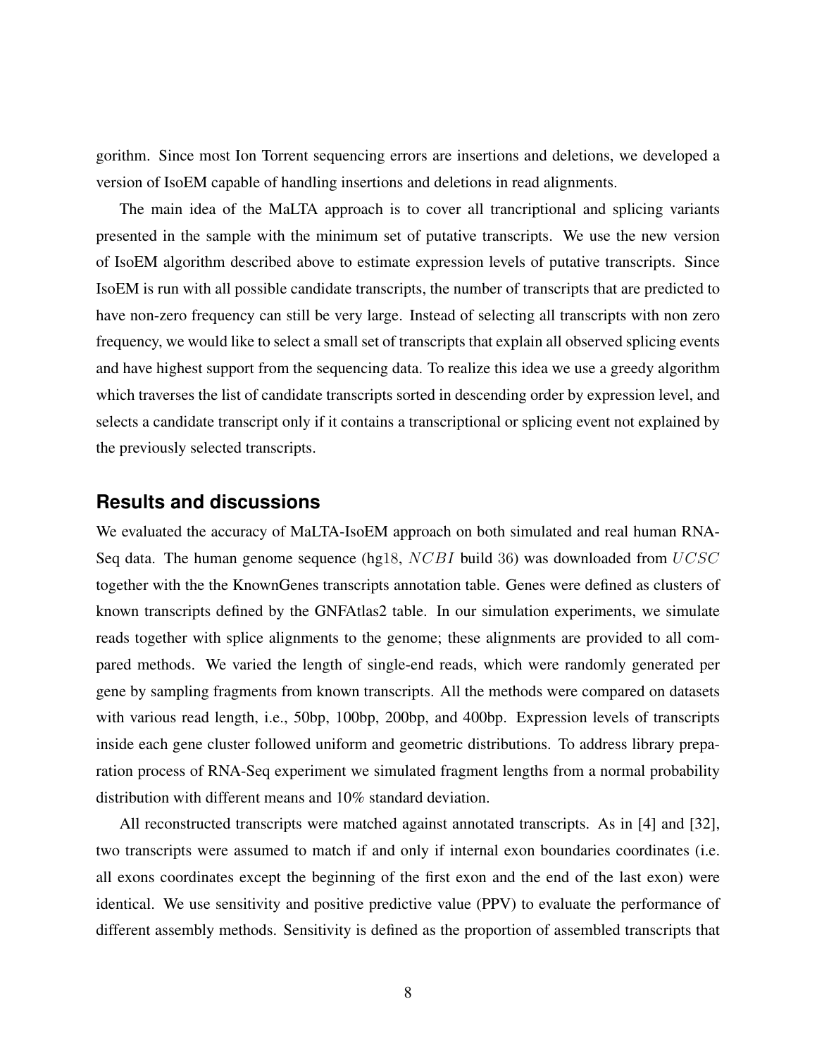gorithm. Since most Ion Torrent sequencing errors are insertions and deletions, we developed a version of IsoEM capable of handling insertions and deletions in read alignments.

The main idea of the MaLTA approach is to cover all trancriptional and splicing variants presented in the sample with the minimum set of putative transcripts. We use the new version of IsoEM algorithm described above to estimate expression levels of putative transcripts. Since IsoEM is run with all possible candidate transcripts, the number of transcripts that are predicted to have non-zero frequency can still be very large. Instead of selecting all transcripts with non zero frequency, we would like to select a small set of transcripts that explain all observed splicing events and have highest support from the sequencing data. To realize this idea we use a greedy algorithm which traverses the list of candidate transcripts sorted in descending order by expression level, and selects a candidate transcript only if it contains a transcriptional or splicing event not explained by the previously selected transcripts.

## Results and discussions

We evaluated the accuracy of MaLTA-IsoEM approach on both simulated and real human RNA-Seq data. The human genome sequence (hg18, $NCBI$ build 36) was downloaded from $UCSC$ together with the the KnownGenes transcripts annotation table. Genes were defined as clusters of known transcripts defined by the GNFAtlas2 table. In our simulation experiments, we simulate reads together with splice alignments to the genome; these alignments are provided to all compared methods. We varied the length of single-end reads, which were randomly generated per gene by sampling fragments from known transcripts. All the methods were compared on datasets with various read length, i.e., 50bp, 100bp, 200bp, and 400bp. Expression levels of transcripts inside each gene cluster followed uniform and geometric distributions. To address library preparation process of RNA-Seq experiment we simulated fragment lengths from a normal probability distribution with different means and 10% standard deviation.

All reconstructed transcripts were matched against annotated transcripts. As in [4] and [32], two transcripts were assumed to match if and only if internal exon boundaries coordinates (i.e. all exons coordinates except the beginning of the first exon and the end of the last exon) were identical. We use sensitivity and positive predictive value (PPV) to evaluate the performance of different assembly methods. Sensitivity is defined as the proportion of assembled transcripts that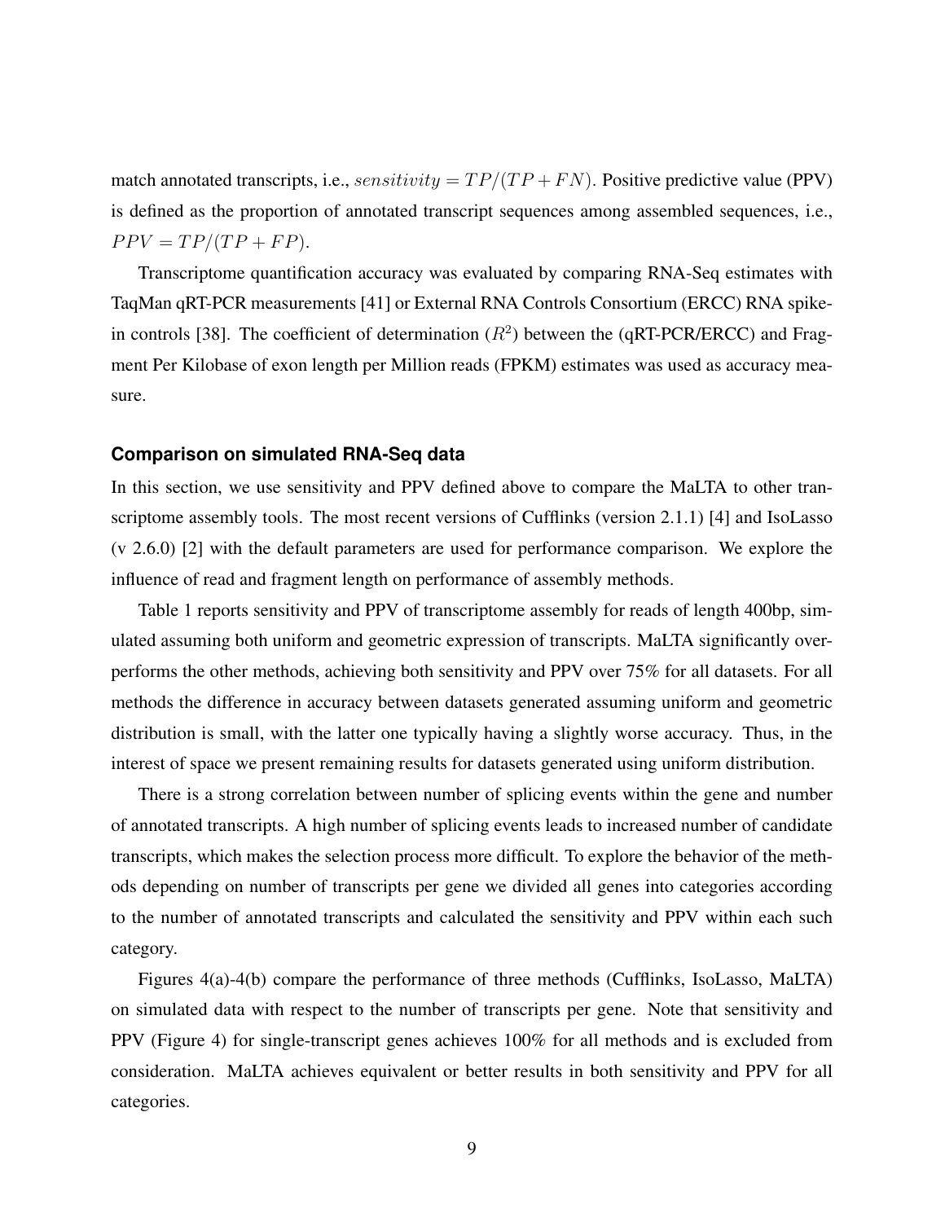match annotated transcripts, i.e., $sensitivity = TP/(TP + FN)$. Positive predictive value (PPV) is defined as the proportion of annotated transcript sequences among assembled sequences, i.e., $PPV = TP/(TP + FP)$.

Transcriptome quantification accuracy was evaluated by comparing RNA-Seq estimates with TaqMan qRT-PCR measurements [41] or External RNA Controls Consortium (ERCC) RNA spike-in controls [38]. The coefficient of determination ($R^2$) between the (qRT-PCR/ERCC) and Fragment Per Kilobase of exon length per Million reads (FPKM) estimates was used as accuracy measure.

### Comparison on simulated RNA-Seq data

In this section, we use sensitivity and PPV defined above to compare the MaLTA to other transcriptome assembly tools. The most recent versions of Cufflinks (version 2.1.1) [4] and IsoLasso (v 2.6.0) [2] with the default parameters are used for performance comparison. We explore the influence of read and fragment length on performance of assembly methods.

Table 1 reports sensitivity and PPV of transcriptome assembly for reads of length 400bp, simulated assuming both uniform and geometric expression of transcripts. MaLTA significantly over-performs the other methods, achieving both sensitivity and PPV over 75% for all datasets. For all methods the difference in accuracy between datasets generated assuming uniform and geometric distribution is small, with the latter one typically having a slightly worse accuracy. Thus, in the interest of space we present remaining results for datasets generated using uniform distribution.

There is a strong correlation between number of splicing events within the gene and number of annotated transcripts. A high number of splicing events leads to increased number of candidate transcripts, which makes the selection process more difficult. To explore the behavior of the methods depending on number of transcripts per gene we divided all genes into categories according to the number of annotated transcripts and calculated the sensitivity and PPV within each such category.

Figures 4(a)-4(b) compare the performance of three methods (Cufflinks, IsoLasso, MaLTA) on simulated data with respect to the number of transcripts per gene. Note that sensitivity and PPV (Figure 4) for single-transcript genes achieves 100% for all methods and is excluded from consideration. MaLTA achieves equivalent or better results in both sensitivity and PPV for all categories.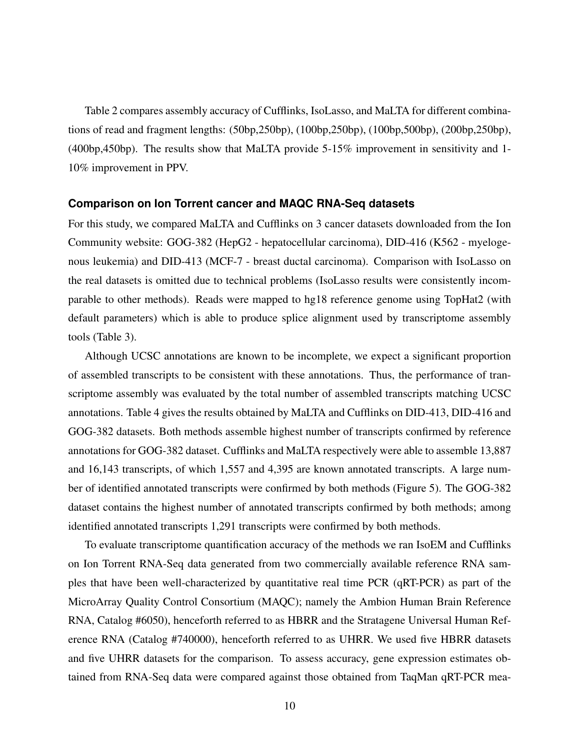Table 2 compares assembly accuracy of Cufflinks, IsoLasso, and MaLTA for different combinations of read and fragment lengths: (50bp,250bp), (100bp,250bp), (100bp,500bp), (200bp,250bp), (400bp,450bp). The results show that MaLTA provide 5-15% improvement in sensitivity and 1-10% improvement in PPV.

### Comparison on Ion Torrent cancer and MAQC RNA-Seq datasets

For this study, we compared MaLTA and Cufflinks on 3 cancer datasets downloaded from the Ion Community website: GOG-382 (HepG2 - hepatocellular carcinoma), DID-416 (K562 - myelogenous leukemia) and DID-413 (MCF-7 - breast ductal carcinoma). Comparison with IsoLasso on the real datasets is omitted due to technical problems (IsoLasso results were consistently incomparable to other methods). Reads were mapped to hg18 reference genome using TopHat2 (with default parameters) which is able to produce splice alignment used by transcriptome assembly tools (Table 3).

Although UCSC annotations are known to be incomplete, we expect a significant proportion of assembled transcripts to be consistent with these annotations. Thus, the performance of transcriptome assembly was evaluated by the total number of assembled transcripts matching UCSC annotations. Table 4 gives the results obtained by MaLTA and Cufflinks on DID-413, DID-416 and GOG-382 datasets. Both methods assemble highest number of transcripts confirmed by reference annotations for GOG-382 dataset. Cufflinks and MaLTA respectively were able to assemble 13,887 and 16,143 transcripts, of which 1,557 and 4,395 are known annotated transcripts. A large number of identified annotated transcripts were confirmed by both methods (Figure 5). The GOG-382 dataset contains the highest number of annotated transcripts confirmed by both methods; among identified annotated transcripts 1,291 transcripts were confirmed by both methods.

To evaluate transcriptome quantification accuracy of the methods we ran IsoEM and Cufflinks on Ion Torrent RNA-Seq data generated from two commercially available reference RNA samples that have been well-characterized by quantitative real time PCR (qRT-PCR) as part of the MicroArray Quality Control Consortium (MAQC); namely the Ambion Human Brain Reference RNA, Catalog #6050), henceforth referred to as HBRR and the Stratagene Universal Human Reference RNA (Catalog #740000), henceforth referred to as UHRR. We used five HBRR datasets and five UHRR datasets for the comparison. To assess accuracy, gene expression estimates obtained from RNA-Seq data were compared against those obtained from TaqMan qRT-PCR mea-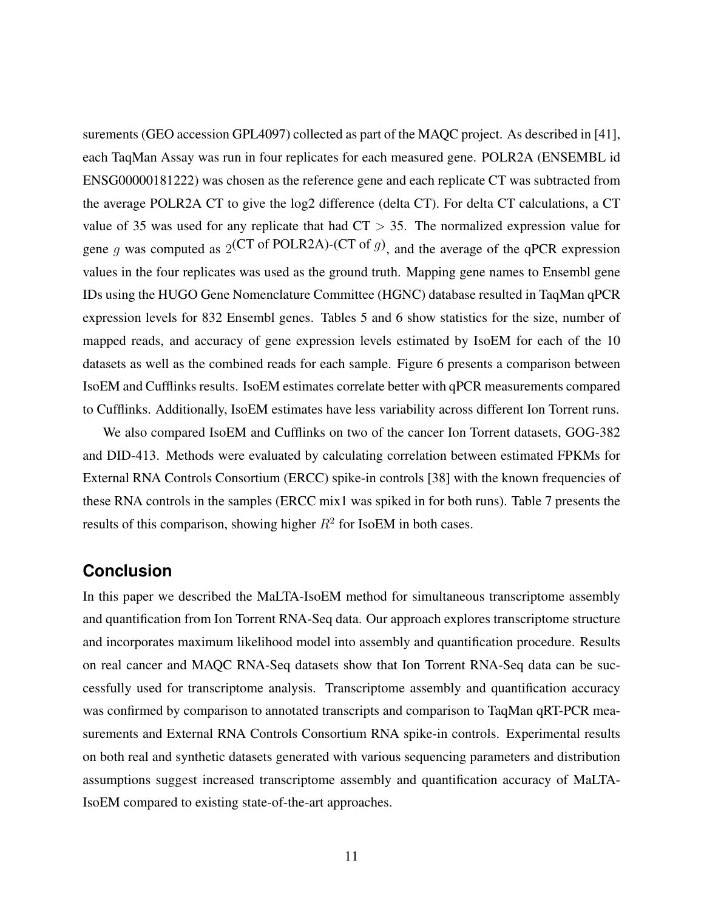surements (GEO accession GPL4097) collected as part of the MAQC project. As described in [41], each TaqMan Assay was run in four replicates for each measured gene. POLR2A (ENSEMBL id ENSG00000181222) was chosen as the reference gene and each replicate CT was subtracted from the average POLR2A CT to give the log2 difference (delta CT). For delta CT calculations, a CT value of 35 was used for any replicate that had CT $> 35$. The normalized expression value for gene $g$ was computed as $2^{\text{(CT of POLR2A)-(CT of } g)}$, and the average of the qPCR expression values in the four replicates was used as the ground truth. Mapping gene names to Ensembl gene IDs using the HUGO Gene Nomenclature Committee (HGNC) database resulted in TaqMan qPCR expression levels for 832 Ensembl genes. Tables 5 and 6 show statistics for the size, number of mapped reads, and accuracy of gene expression levels estimated by IsoEM for each of the 10 datasets as well as the combined reads for each sample. Figure 6 presents a comparison between IsoEM and Cufflinks results. IsoEM estimates correlate better with qPCR measurements compared to Cufflinks. Additionally, IsoEM estimates have less variability across different Ion Torrent runs.

We also compared IsoEM and Cufflinks on two of the cancer Ion Torrent datasets, GOG-382 and DID-413. Methods were evaluated by calculating correlation between estimated FPKMs for External RNA Controls Consortium (ERCC) spike-in controls [38] with the known frequencies of these RNA controls in the samples (ERCC mix1 was spiked in for both runs). Table 7 presents the results of this comparison, showing higher $R^2$ for IsoEM in both cases.

## Conclusion

In this paper we described the MaLTA-IsoEM method for simultaneous transcriptome assembly and quantification from Ion Torrent RNA-Seq data. Our approach explores transcriptome structure and incorporates maximum likelihood model into assembly and quantification procedure. Results on real cancer and MAQC RNA-Seq datasets show that Ion Torrent RNA-Seq data can be successfully used for transcriptome analysis. Transcriptome assembly and quantification accuracy was confirmed by comparison to annotated transcripts and comparison to TaqMan qRT-PCR measurements and External RNA Controls Consortium RNA spike-in controls. Experimental results on both real and synthetic datasets generated with various sequencing parameters and distribution assumptions suggest increased transcriptome assembly and quantification accuracy of MaLTA-IsoEM compared to existing state-of-the-art approaches.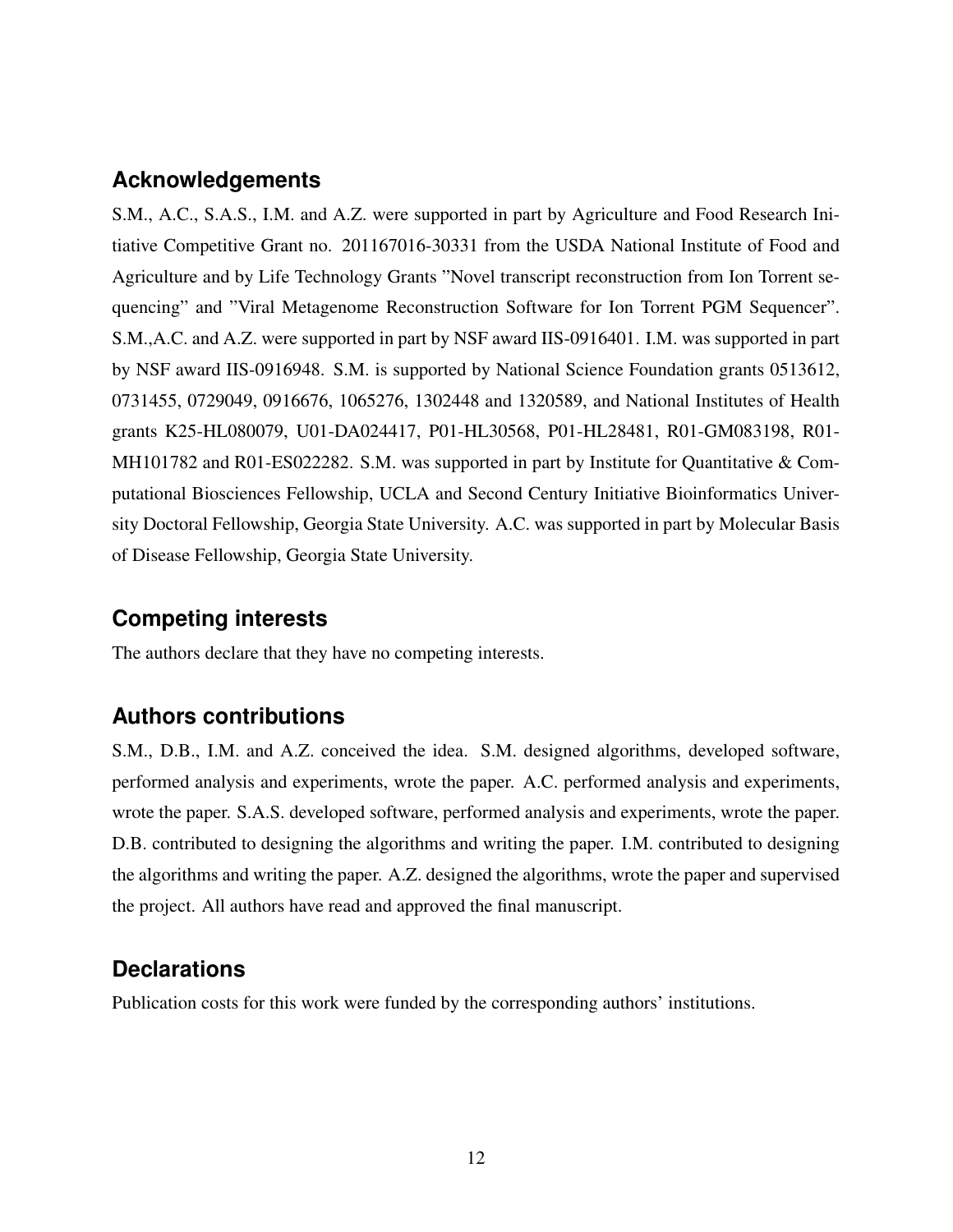## Acknowledgements

S.M., A.C., S.A.S., I.M. and A.Z. were supported in part by Agriculture and Food Research Initiative Competitive Grant no. 201167016-30331 from the USDA National Institute of Food and Agriculture and by Life Technology Grants "Novel transcript reconstruction from Ion Torrent sequencing" and "Viral Metagenome Reconstruction Software for Ion Torrent PGM Sequencer". S.M.,A.C. and A.Z. were supported in part by NSF award IIS-0916401. I.M. was supported in part by NSF award IIS-0916948. S.M. is supported by National Science Foundation grants 0513612, 0731455, 0729049, 0916676, 1065276, 1302448 and 1320589, and National Institutes of Health grants K25-HL080079, U01-DA024417, P01-HL30568, P01-HL28481, R01-GM083198, R01-MH101782 and R01-ES022282. S.M. was supported in part by Institute for Quantitative & Computational Biosciences Fellowship, UCLA and Second Century Initiative Bioinformatics University Doctoral Fellowship, Georgia State University. A.C. was supported in part by Molecular Basis of Disease Fellowship, Georgia State University.

## Competing interests

The authors declare that they have no competing interests.

## Authors contributions

S.M., D.B., I.M. and A.Z. conceived the idea. S.M. designed algorithms, developed software, performed analysis and experiments, wrote the paper. A.C. performed analysis and experiments, wrote the paper. S.A.S. developed software, performed analysis and experiments, wrote the paper. D.B. contributed to designing the algorithms and writing the paper. I.M. contributed to designing the algorithms and writing the paper. A.Z. designed the algorithms, wrote the paper and supervised the project. All authors have read and approved the final manuscript.

## Declarations

Publication costs for this work were funded by the corresponding authors' institutions.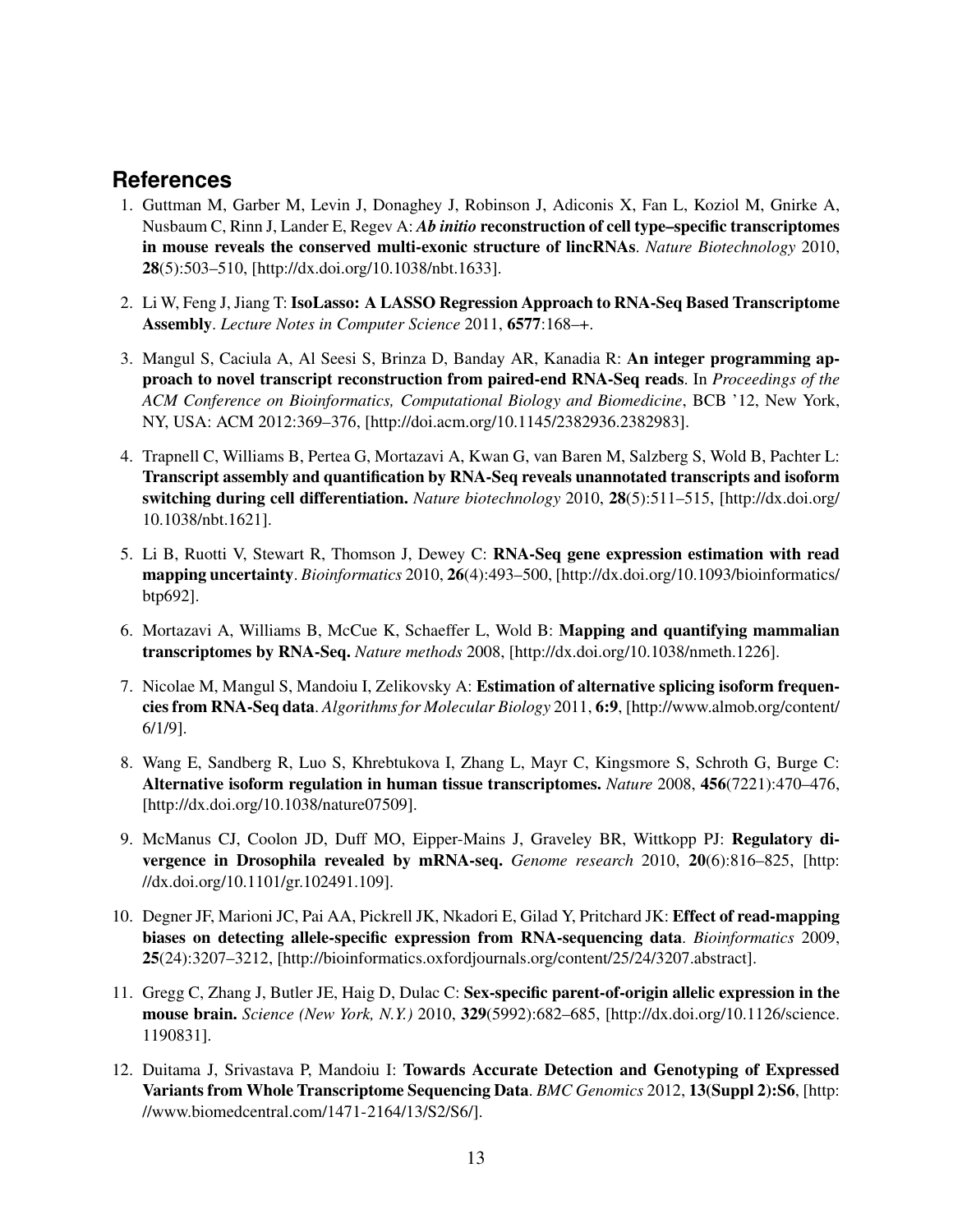## References

1. Guttman M, Garber M, Levin J, Donaghey J, Robinson J, Adiconis X, Fan L, Koziol M, Gnirke A, Nusbaum C, Rinn J, Lander E, Regev A: ***Ab initio* reconstruction of cell type–specific transcriptomes in mouse reveals the conserved multi-exonic structure of lincRNAs**. *Nature Biotechnology* 2010, **28**(5):503–510, [http://dx.doi.org/10.1038/nbt.1633].

2. Li W, Feng J, Jiang T: **IsoLasso: A LASSO Regression Approach to RNA-Seq Based Transcriptome Assembly**. *Lecture Notes in Computer Science* 2011, **6577**:168–+.

3. Mangul S, Caciula A, Al Seesi S, Brinza D, Banday AR, Kanadia R: **An integer programming approach to novel transcript reconstruction from paired-end RNA-Seq reads**. In *Proceedings of the ACM Conference on Bioinformatics, Computational Biology and Biomedicine*, BCB '12, New York, NY, USA: ACM 2012:369–376, [http://doi.acm.org/10.1145/2382936.2382983].

4. Trapnell C, Williams B, Pertea G, Mortazavi A, Kwan G, van Baren M, Salzberg S, Wold B, Pachter L: **Transcript assembly and quantification by RNA-Seq reveals unannotated transcripts and isoform switching during cell differentiation.** *Nature biotechnology* 2010, **28**(5):511–515, [http://dx.doi.org/10.1038/nbt.1621].

5. Li B, Ruotti V, Stewart R, Thomson J, Dewey C: **RNA-Seq gene expression estimation with read mapping uncertainty**. *Bioinformatics* 2010, **26**(4):493–500, [http://dx.doi.org/10.1093/bioinformatics/btp692].

6. Mortazavi A, Williams B, McCue K, Schaeffer L, Wold B: **Mapping and quantifying mammalian transcriptomes by RNA-Seq.** *Nature methods* 2008, [http://dx.doi.org/10.1038/nmeth.1226].

7. Nicolae M, Mangul S, Mandoiu I, Zelikovsky A: **Estimation of alternative splicing isoform frequencies from RNA-Seq data**. *Algorithms for Molecular Biology* 2011, **6:9**, [http://www.almob.org/content/6/1/9].

8. Wang E, Sandberg R, Luo S, Khrebtukova I, Zhang L, Mayr C, Kingsmore S, Schroth G, Burge C: **Alternative isoform regulation in human tissue transcriptomes.** *Nature* 2008, **456**(7221):470–476, [http://dx.doi.org/10.1038/nature07509].

9. McManus CJ, Coolon JD, Duff MO, Eipper-Mains J, Graveley BR, Wittkopp PJ: **Regulatory divergence in Drosophila revealed by mRNA-seq.** *Genome research* 2010, **20**(6):816–825, [http://dx.doi.org/10.1101/gr.102491.109].

10. Degner JF, Marioni JC, Pai AA, Pickrell JK, Nkadori E, Gilad Y, Pritchard JK: **Effect of read-mapping biases on detecting allele-specific expression from RNA-sequencing data**. *Bioinformatics* 2009, **25**(24):3207–3212, [http://bioinformatics.oxfordjournals.org/content/25/24/3207.abstract].

11. Gregg C, Zhang J, Butler JE, Haig D, Dulac C: **Sex-specific parent-of-origin allelic expression in the mouse brain.** *Science (New York, N.Y.)* 2010, **329**(5992):682–685, [http://dx.doi.org/10.1126/science.1190831].

12. Duitama J, Srivastava P, Mandoiu I: **Towards Accurate Detection and Genotyping of Expressed Variants from Whole Transcriptome Sequencing Data**. *BMC Genomics* 2012, **13(Suppl 2):S6**, [http://www.biomedcentral.com/1471-2164/13/S2/S6/].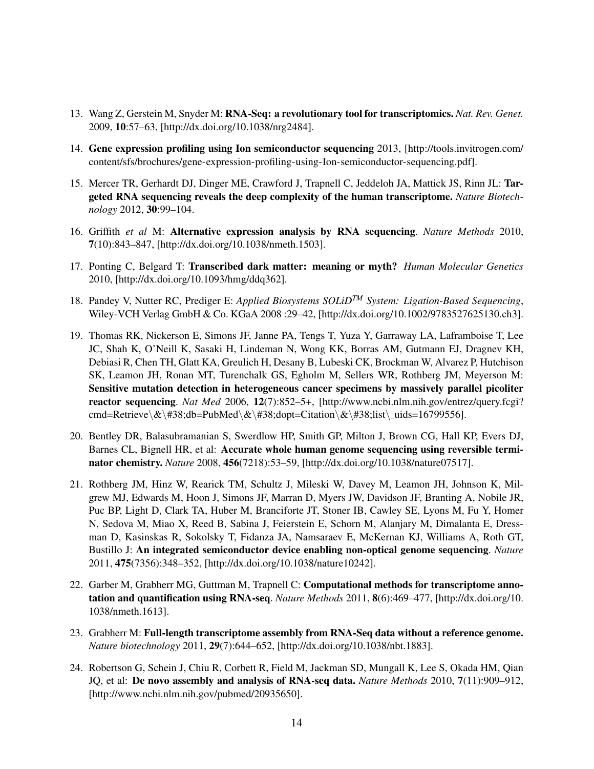13. Wang Z, Gerstein M, Snyder M: **RNA-Seq: a revolutionary tool for transcriptomics.** *Nat. Rev. Genet.* 2009, **10**:57–63, [http://dx.doi.org/10.1038/nrg2484].

14. **Gene expression profiling using Ion semiconductor sequencing** 2013, [http://tools.invitrogen.com/content/sfs/brochures/gene-expression-profiling-using-Ion-semiconductor-sequencing.pdf].

15. Mercer TR, Gerhardt DJ, Dinger ME, Crawford J, Trapnell C, Jeddeloh JA, Mattick JS, Rinn JL: **Targeted RNA sequencing reveals the deep complexity of the human transcriptome.** *Nature Biotechnology* 2012, **30**:99–104.

16. Griffith *et al* M: **Alternative expression analysis by RNA sequencing**. *Nature Methods* 2010, **7**(10):843–847, [http://dx.doi.org/10.1038/nmeth.1503].

17. Ponting C, Belgard T: **Transcribed dark matter: meaning or myth?** *Human Molecular Genetics* 2010, [http://dx.doi.org/10.1093/hmg/ddq362].

18. Pandey V, Nutter RC, Prediger E: *Applied Biosystems SOLiD$^{TM}$ System: Ligation-Based Sequencing*, Wiley-VCH Verlag GmbH & Co. KGaA 2008 :29–42, [http://dx.doi.org/10.1002/9783527625130.ch3].

19. Thomas RK, Nickerson E, Simons JF, Janne PA, Tengs T, Yuza Y, Garraway LA, Laframboise T, Lee JC, Shah K, O'Neill K, Sasaki H, Lindeman N, Wong KK, Borras AM, Gutmann EJ, Dragnev KH, Debiasi R, Chen TH, Glatt KA, Greulich H, Desany B, Lubeski CK, Brockman W, Alvarez P, Hutchison SK, Leamon JH, Ronan MT, Turenchalk GS, Egholm M, Sellers WR, Rothberg JM, Meyerson M: **Sensitive mutation detection in heterogeneous cancer specimens by massively parallel picoliter reactor sequencing**. *Nat Med* 2006, **12**(7):852–5+, [http://www.ncbi.nlm.nih.gov/entrez/query.fcgi?cmd=Retrieve\&\#38;db=PubMed\&\#38;dopt=Citation\&\#38;list\_uids=16799556].

20. Bentley DR, Balasubramanian S, Swerdlow HP, Smith GP, Milton J, Brown CG, Hall KP, Evers DJ, Barnes CL, Bignell HR, et al: **Accurate whole human genome sequencing using reversible terminator chemistry.** *Nature* 2008, **456**(7218):53–59, [http://dx.doi.org/10.1038/nature07517].

21. Rothberg JM, Hinz W, Rearick TM, Schultz J, Mileski W, Davey M, Leamon JH, Johnson K, Milgrew MJ, Edwards M, Hoon J, Simons JF, Marran D, Myers JW, Davidson JF, Branting A, Nobile JR, Puc BP, Light D, Clark TA, Huber M, Branciforte JT, Stoner IB, Cawley SE, Lyons M, Fu Y, Homer N, Sedova M, Miao X, Reed B, Sabina J, Feierstein E, Schorn M, Alanjary M, Dimalanta E, Dressman D, Kasinskas R, Sokolsky T, Fidanza JA, Namsaraev E, McKernan KJ, Williams A, Roth GT, Bustillo J: **An integrated semiconductor device enabling non-optical genome sequencing**. *Nature* 2011, **475**(7356):348–352, [http://dx.doi.org/10.1038/nature10242].

22. Garber M, Grabherr MG, Guttman M, Trapnell C: **Computational methods for transcriptome annotation and quantification using RNA-seq**. *Nature Methods* 2011, **8**(6):469–477, [http://dx.doi.org/10.1038/nmeth.1613].

23. Grabherr M: **Full-length transcriptome assembly from RNA-Seq data without a reference genome.** *Nature biotechnology* 2011, **29**(7):644–652, [http://dx.doi.org/10.1038/nbt.1883].

24. Robertson G, Schein J, Chiu R, Corbett R, Field M, Jackman SD, Mungall K, Lee S, Okada HM, Qian JQ, et al: **De novo assembly and analysis of RNA-seq data.** *Nature Methods* 2010, **7**(11):909–912, [http://www.ncbi.nlm.nih.gov/pubmed/20935650].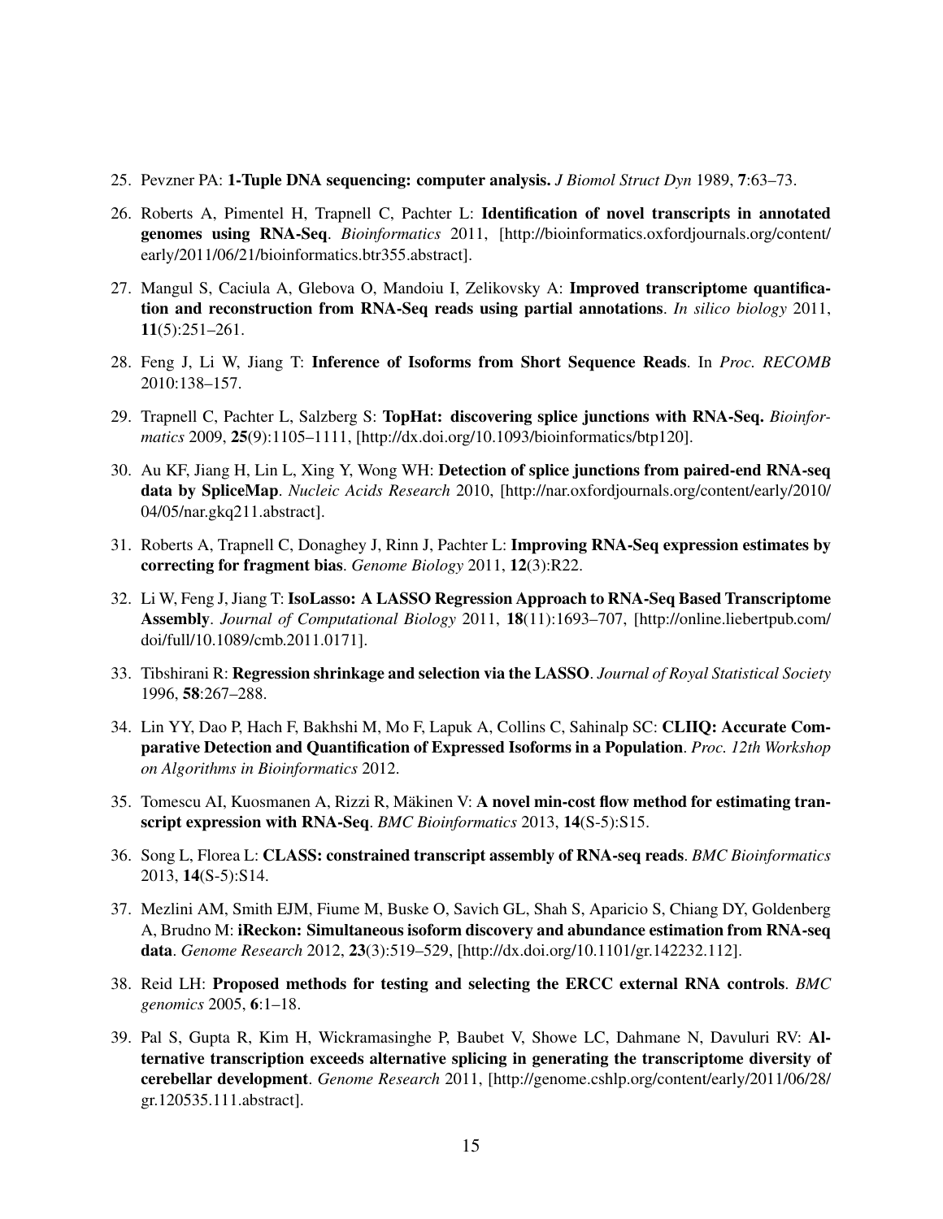25. Pevzner PA: **1-Tuple DNA sequencing: computer analysis.** *J Biomol Struct Dyn* 1989, **7**:63–73.

26. Roberts A, Pimentel H, Trapnell C, Pachter L: **Identification of novel transcripts in annotated genomes using RNA-Seq**. *Bioinformatics* 2011, [http://bioinformatics.oxfordjournals.org/content/early/2011/06/21/bioinformatics.btr355.abstract].

27. Mangul S, Caciula A, Glebova O, Mandoiu I, Zelikovsky A: **Improved transcriptome quantification and reconstruction from RNA-Seq reads using partial annotations**. *In silico biology* 2011, **11**(5):251–261.

28. Feng J, Li W, Jiang T: **Inference of Isoforms from Short Sequence Reads**. In *Proc. RECOMB* 2010:138–157.

29. Trapnell C, Pachter L, Salzberg S: **TopHat: discovering splice junctions with RNA-Seq.** *Bioinformatics* 2009, **25**(9):1105–1111, [http://dx.doi.org/10.1093/bioinformatics/btp120].

30. Au KF, Jiang H, Lin L, Xing Y, Wong WH: **Detection of splice junctions from paired-end RNA-seq data by SpliceMap**. *Nucleic Acids Research* 2010, [http://nar.oxfordjournals.org/content/early/2010/04/05/nar.gkq211.abstract].

31. Roberts A, Trapnell C, Donaghey J, Rinn J, Pachter L: **Improving RNA-Seq expression estimates by correcting for fragment bias**. *Genome Biology* 2011, **12**(3):R22.

32. Li W, Feng J, Jiang T: **IsoLasso: A LASSO Regression Approach to RNA-Seq Based Transcriptome Assembly**. *Journal of Computational Biology* 2011, **18**(11):1693–707, [http://online.liebertpub.com/doi/full/10.1089/cmb.2011.0171].

33. Tibshirani R: **Regression shrinkage and selection via the LASSO**. *Journal of Royal Statistical Society* 1996, **58**:267–288.

34. Lin YY, Dao P, Hach F, Bakhshi M, Mo F, Lapuk A, Collins C, Sahinalp SC: **CLIIQ: Accurate Comparative Detection and Quantification of Expressed Isoforms in a Population**. *Proc. 12th Workshop on Algorithms in Bioinformatics* 2012.

35. Tomescu AI, Kuosmanen A, Rizzi R, Mäkinen V: **A novel min-cost flow method for estimating transcript expression with RNA-Seq**. *BMC Bioinformatics* 2013, **14**(S-5):S15.

36. Song L, Florea L: **CLASS: constrained transcript assembly of RNA-seq reads**. *BMC Bioinformatics* 2013, **14**(S-5):S14.

37. Mezlini AM, Smith EJM, Fiume M, Buske O, Savich GL, Shah S, Aparicio S, Chiang DY, Goldenberg A, Brudno M: **iReckon: Simultaneous isoform discovery and abundance estimation from RNA-seq data**. *Genome Research* 2012, **23**(3):519–529, [http://dx.doi.org/10.1101/gr.142232.112].

38. Reid LH: **Proposed methods for testing and selecting the ERCC external RNA controls**. *BMC genomics* 2005, **6**:1–18.

39. Pal S, Gupta R, Kim H, Wickramasinghe P, Baubet V, Showe LC, Dahmane N, Davuluri RV: **Alternative transcription exceeds alternative splicing in generating the transcriptome diversity of cerebellar development**. *Genome Research* 2011, [http://genome.cshlp.org/content/early/2011/06/28/gr.120535.111.abstract].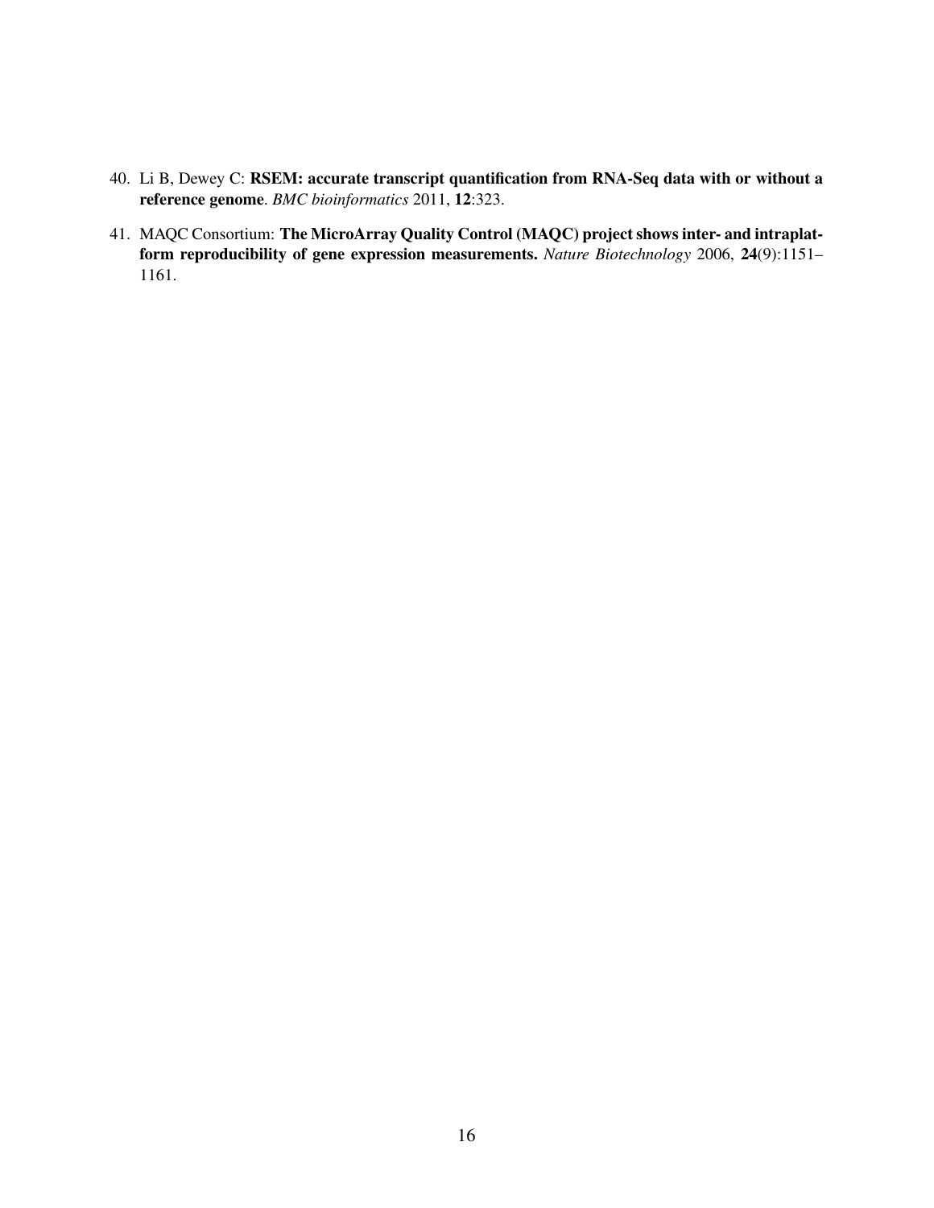40. Li B, Dewey C: **RSEM: accurate transcript quantification from RNA-Seq data with or without a reference genome**. *BMC bioinformatics* 2011, **12**:323.

41. MAQC Consortium: **The MicroArray Quality Control (MAQC) project shows inter- and intraplatform reproducibility of gene expression measurements.** *Nature Biotechnology* 2006, **24**(9):1151–1161.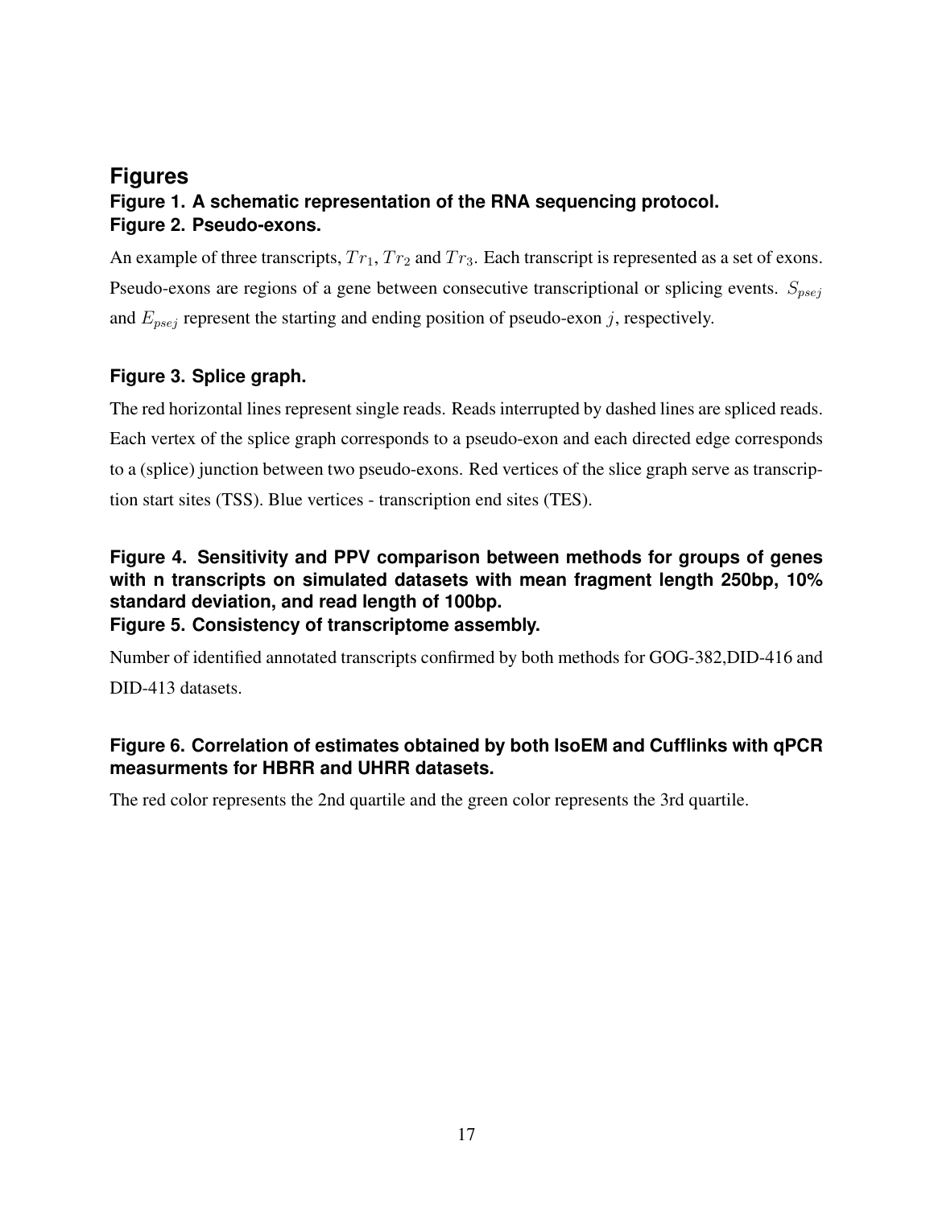## Figures

### Figure 1. A schematic representation of the RNA sequencing protocol.

### Figure 2. Pseudo-exons.

An example of three transcripts, $Tr_1$, $Tr_2$ and $Tr_3$. Each transcript is represented as a set of exons. Pseudo-exons are regions of a gene between consecutive transcriptional or splicing events. $S_{psej}$ and $E_{psej}$ represent the starting and ending position of pseudo-exon $j$, respectively.

### Figure 3. Splice graph.

The red horizontal lines represent single reads. Reads interrupted by dashed lines are spliced reads. Each vertex of the splice graph corresponds to a pseudo-exon and each directed edge corresponds to a (splice) junction between two pseudo-exons. Red vertices of the slice graph serve as transcription start sites (TSS). Blue vertices - transcription end sites (TES).

### Figure 4. Sensitivity and PPV comparison between methods for groups of genes with n transcripts on simulated datasets with mean fragment length 250bp, 10% standard deviation, and read length of 100bp.

### Figure 5. Consistency of transcriptome assembly.

Number of identified annotated transcripts confirmed by both methods for GOG-382,DID-416 and DID-413 datasets.

### Figure 6. Correlation of estimates obtained by both IsoEM and Cufflinks with qPCR measurments for HBRR and UHRR datasets.

The red color represents the 2nd quartile and the green color represents the 3rd quartile.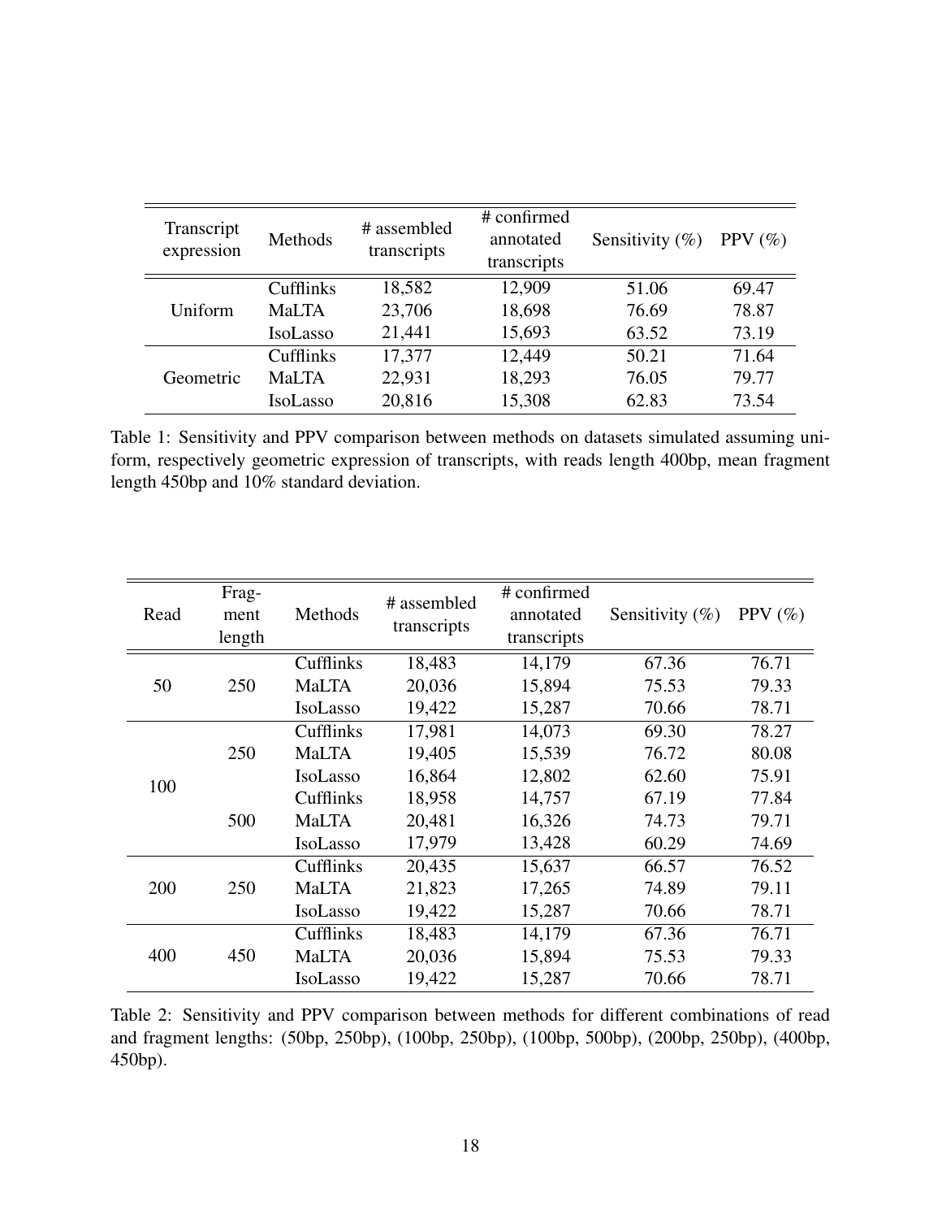| Transcript expression | Methods | # assembled transcripts | # confirmed annotated transcripts | Sensitivity (%) | PPV (%) |
|---|---|---|---|---|---|
| Uniform | Cufflinks | 18,582 | 12,909 | 51.06 | 69.47 |
| | MaLTA | 23,706 | 18,698 | 76.69 | 78.87 |
| | IsoLasso | 21,441 | 15,693 | 63.52 | 73.19 |
| Geometric | Cufflinks | 17,377 | 12,449 | 50.21 | 71.64 |
| | MaLTA | 22,931 | 18,293 | 76.05 | 79.77 |
| | IsoLasso | 20,816 | 15,308 | 62.83 | 73.54 |

Table 1: Sensitivity and PPV comparison between methods on datasets simulated assuming uniform, respectively geometric expression of transcripts, with reads length 400bp, mean fragment length 450bp and 10% standard deviation.

| Read | Fragment length | Methods | # assembled transcripts | # confirmed annotated transcripts | Sensitivity (%) | PPV (%) |
|---|---|---|---|---|---|---|
| 50 | 250 | Cufflinks | 18,483 | 14,179 | 67.36 | 76.71 |
| | | MaLTA | 20,036 | 15,894 | 75.53 | 79.33 |
| | | IsoLasso | 19,422 | 15,287 | 70.66 | 78.71 |
| 100 | 250 | Cufflinks | 17,981 | 14,073 | 69.30 | 78.27 |
| | | MaLTA | 19,405 | 15,539 | 76.72 | 80.08 |
| | | IsoLasso | 16,864 | 12,802 | 62.60 | 75.91 |
| | 500 | Cufflinks | 18,958 | 14,757 | 67.19 | 77.84 |
| | | MaLTA | 20,481 | 16,326 | 74.73 | 79.71 |
| | | IsoLasso | 17,979 | 13,428 | 60.29 | 74.69 |
| 200 | 250 | Cufflinks | 20,435 | 15,637 | 66.57 | 76.52 |
| | | MaLTA | 21,823 | 17,265 | 74.89 | 79.11 |
| | | IsoLasso | 19,422 | 15,287 | 70.66 | 78.71 |
| 400 | 450 | Cufflinks | 18,483 | 14,179 | 67.36 | 76.71 |
| | | MaLTA | 20,036 | 15,894 | 75.53 | 79.33 |
| | | IsoLasso | 19,422 | 15,287 | 70.66 | 78.71 |

Table 2: Sensitivity and PPV comparison between methods for different combinations of read and fragment lengths: (50bp, 250bp), (100bp, 250bp), (100bp, 500bp), (200bp, 250bp), (400bp, 450bp).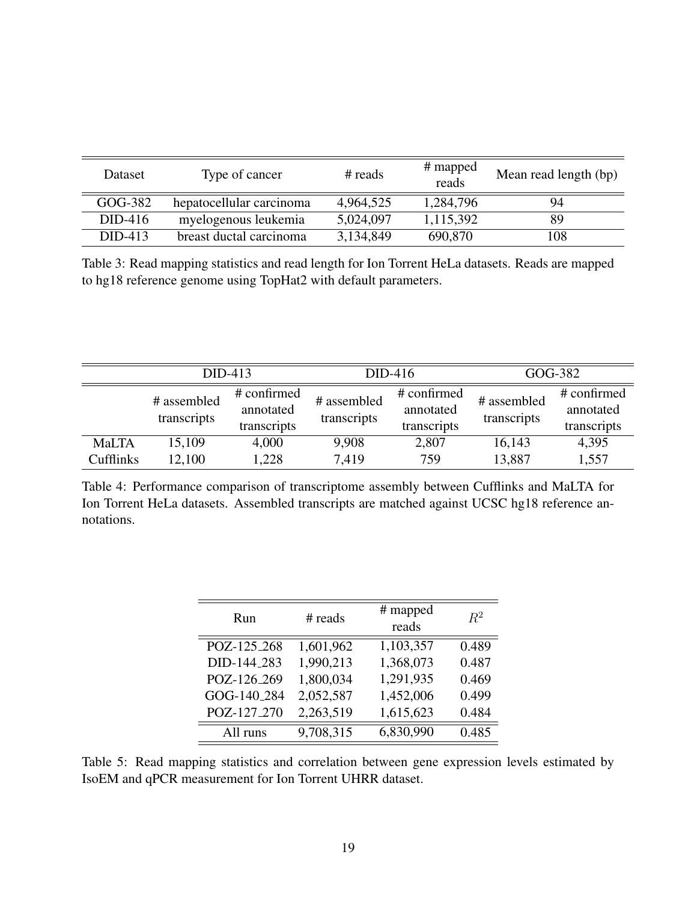| Dataset | Type of cancer | # reads | # mapped reads | Mean read length (bp) |
|---|---|---|---|---|
| GOG-382 | hepatocellular carcinoma | 4,964,525 | 1,284,796 | 94 |
| DID-416 | myelogenous leukemia | 5,024,097 | 1,115,392 | 89 |
| DID-413 | breast ductal carcinoma | 3,134,849 | 690,870 | 108 |

Table 3: Read mapping statistics and read length for Ion Torrent HeLa datasets. Reads are mapped to hg18 reference genome using TopHat2 with default parameters.

| | DID-413 | | DID-416 | | GOG-382 | |
|---|---|---|---|---|---|---|
| | # assembled transcripts | # confirmed annotated transcripts | # assembled transcripts | # confirmed annotated transcripts | # assembled transcripts | # confirmed annotated transcripts |
| MaLTA | 15,109 | 4,000 | 9,908 | 2,807 | 16,143 | 4,395 |
| Cufflinks | 12,100 | 1,228 | 7,419 | 759 | 13,887 | 1,557 |

Table 4: Performance comparison of transcriptome assembly between Cufflinks and MaLTA for Ion Torrent HeLa datasets. Assembled transcripts are matched against UCSC hg18 reference annotations.

| Run | # reads | # mapped reads | $R^2$ |
|---|---|---|---|
| POZ-125_268 | 1,601,962 | 1,103,357 | 0.489 |
| DID-144_283 | 1,990,213 | 1,368,073 | 0.487 |
| POZ-126_269 | 1,800,034 | 1,291,935 | 0.469 |
| GOG-140_284 | 2,052,587 | 1,452,006 | 0.499 |
| POZ-127_270 | 2,263,519 | 1,615,623 | 0.484 |
| All runs | 9,708,315 | 6,830,990 | 0.485 |

Table 5: Read mapping statistics and correlation between gene expression levels estimated by IsoEM and qPCR measurement for Ion Torrent UHRR dataset.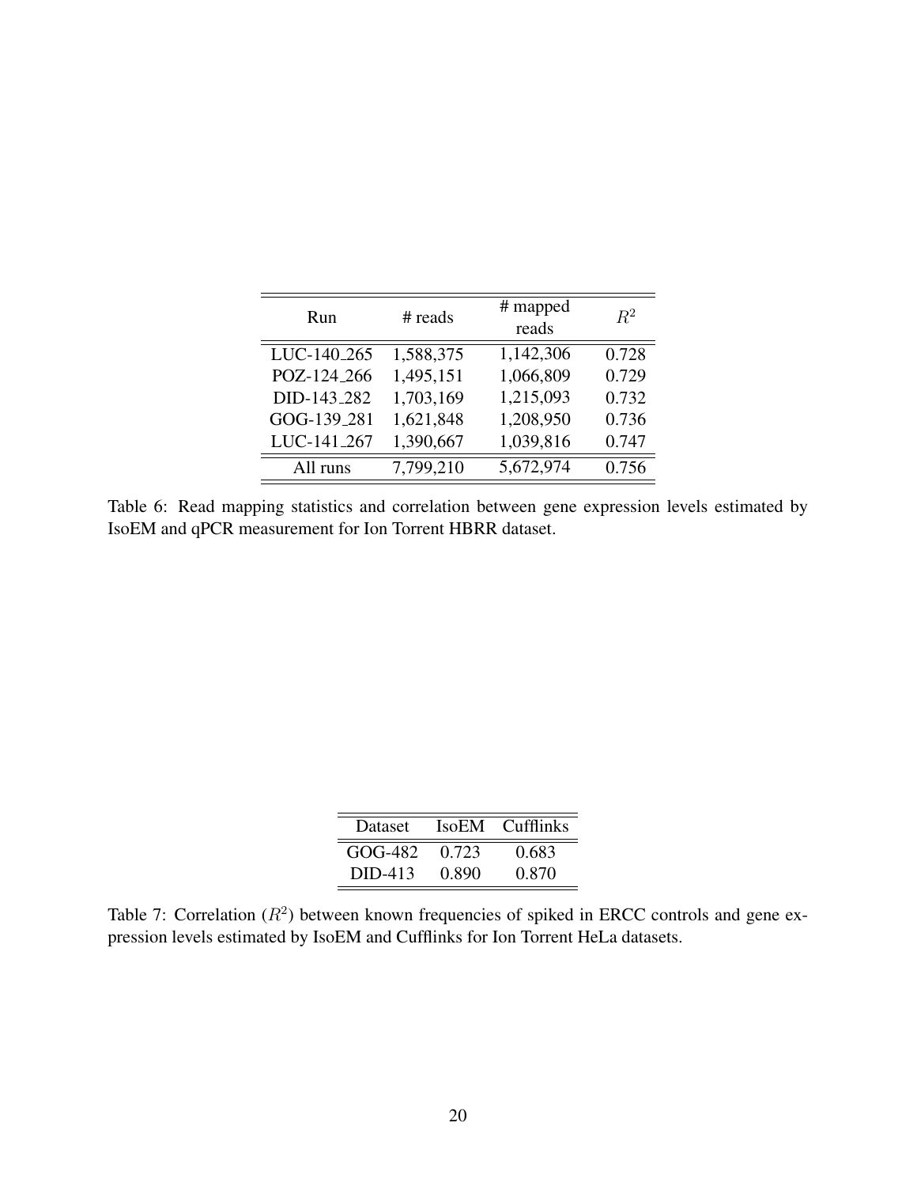| Run | # reads | # mapped reads | $R^2$ |
| --- | --- | --- | --- |
| LUC-140_265 | 1,588,375 | 1,142,306 | 0.728 |
| POZ-124_266 | 1,495,151 | 1,066,809 | 0.729 |
| DID-143_282 | 1,703,169 | 1,215,093 | 0.732 |
| GOG-139_281 | 1,621,848 | 1,208,950 | 0.736 |
| LUC-141_267 | 1,390,667 | 1,039,816 | 0.747 |
| All runs | 7,799,210 | 5,672,974 | 0.756 |

Table 6: Read mapping statistics and correlation between gene expression levels estimated by IsoEM and qPCR measurement for Ion Torrent HBRR dataset.

| Dataset | IsoEM | Cufflinks |
| --- | --- | --- |
| GOG-482 | 0.723 | 0.683 |
| DID-413 | 0.890 | 0.870 |

Table 7: Correlation ($R^2$) between known frequencies of spiked in ERCC controls and gene expression levels estimated by IsoEM and Cufflinks for Ion Torrent HeLa datasets.